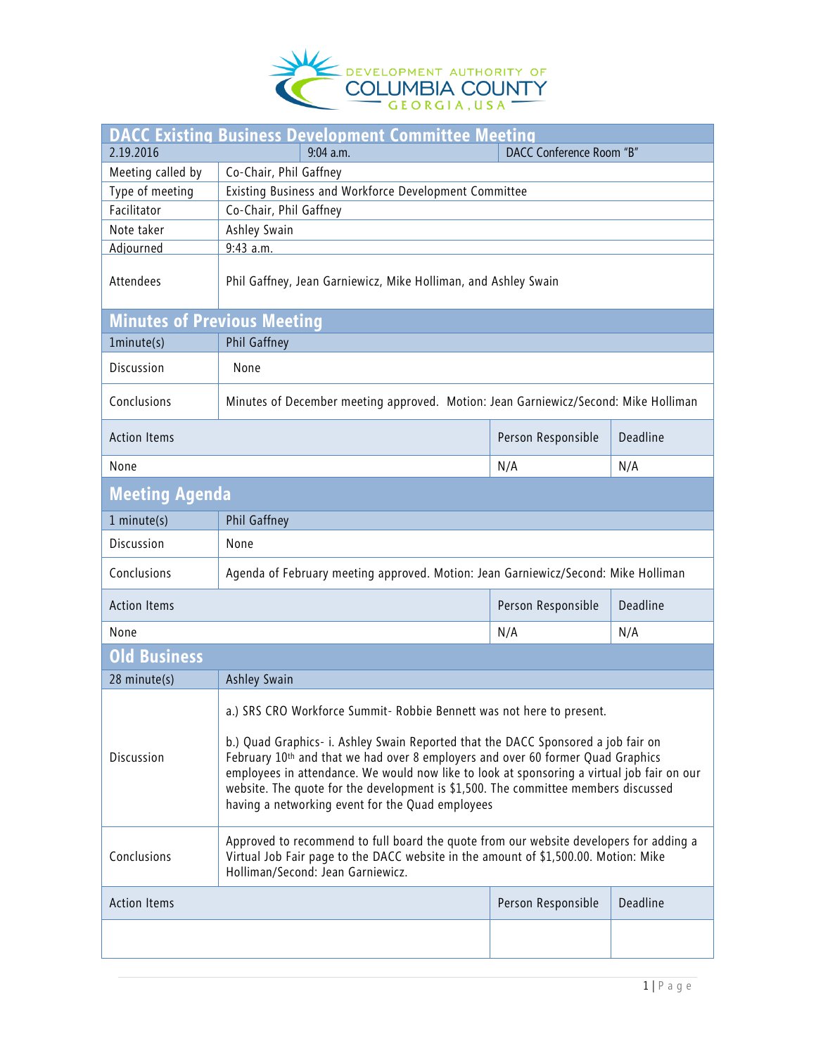DEVELOPMENT AUTHORITY OF COLUMBIA COUNTY GEORGIA, USA

# DACC Existing Business Development Committee Meeting

| 2.19.2016 | 9:04 a.m. | DACC Conference Room "B" |
|---|---|---|

| | |
|---|---|
| Meeting called by | Co-Chair, Phil Gaffney |
| Type of meeting | Existing Business and Workforce Development Committee |
| Facilitator | Co-Chair, Phil Gaffney |
| Note taker | Ashley Swain |
| Adjourned | 9:43 a.m. |
| Attendees | Phil Gaffney, Jean Garniewicz, Mike Holliman, and Ashley Swain |

## Minutes of Previous Meeting

| 1minute(s) | Phil Gaffney | | |
|---|---|---|---|
| Discussion | None | | |
| Conclusions | Minutes of December meeting approved. Motion: Jean Garniewicz/Second: Mike Holliman | | |
| Action Items | | Person Responsible | Deadline |
| None | | N/A | N/A |

## Meeting Agenda

| 1 minute(s) | Phil Gaffney | | |
|---|---|---|---|
| Discussion | None | | |
| Conclusions | Agenda of February meeting approved. Motion: Jean Garniewicz/Second: Mike Holliman | | |
| Action Items | | Person Responsible | Deadline |
| None | | N/A | N/A |

## Old Business

| 28 minute(s) | Ashley Swain | | |
|---|---|---|---|
| Discussion | a.) SRS CRO Workforce Summit- Robbie Bennett was not here to present.<br><br>b.) Quad Graphics- i. Ashley Swain Reported that the DACC Sponsored a job fair on February 10th and that we had over 8 employers and over 60 former Quad Graphics employees in attendance. We would now like to look at sponsoring a virtual job fair on our website. The quote for the development is $1,500. The committee members discussed having a networking event for the Quad employees | | |
| Conclusions | Approved to recommend to full board the quote from our website developers for adding a Virtual Job Fair page to the DACC website in the amount of $1,500.00. Motion: Mike Holliman/Second: Jean Garniewicz. | | |
| Action Items | | Person Responsible | Deadline |
| | | | |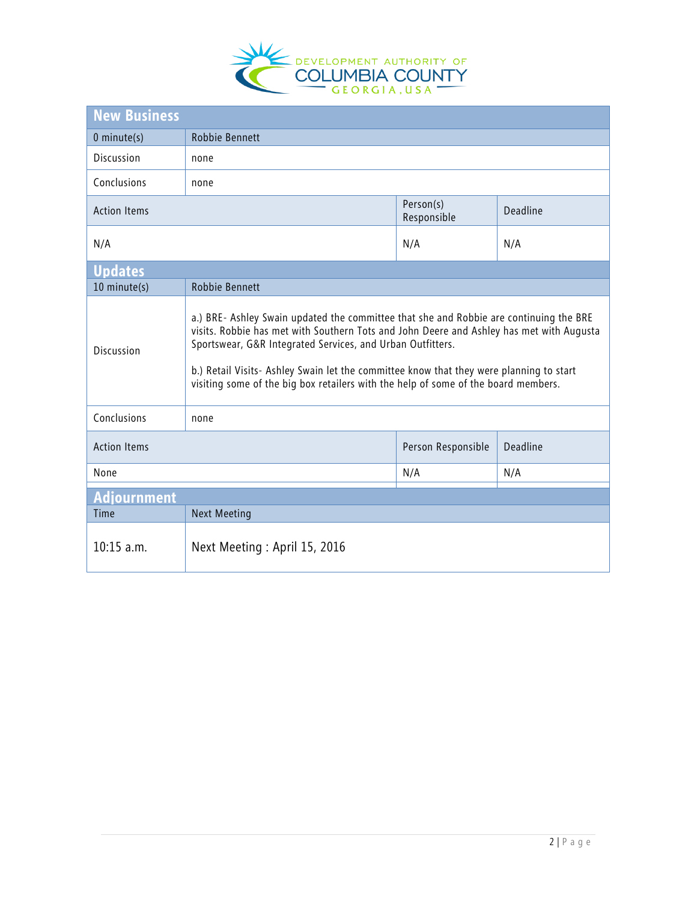DEVELOPMENT AUTHORITY OF COLUMBIA COUNTY GEORGIA, USA

## New Business

| | | | |
|---|---|---|---|
| 0 minute(s) | Robbie Bennett | | |
| Discussion | none | | |
| Conclusions | none | | |
| Action Items | | Person(s) Responsible | Deadline |
| N/A | | N/A | N/A |

## Updates

| | | | |
|---|---|---|---|
| 10 minute(s) | Robbie Bennett | | |
| Discussion | a.) BRE- Ashley Swain updated the committee that she and Robbie are continuing the BRE visits. Robbie has met with Southern Tots and John Deere and Ashley has met with Augusta Sportswear, G&R Integrated Services, and Urban Outfitters.<br><br>b.) Retail Visits- Ashley Swain let the committee know that they were planning to start visiting some of the big box retailers with the help of some of the board members. | | |
| Conclusions | none | | |
| Action Items | | Person Responsible | Deadline |
| None | | N/A | N/A |

## Adjournment

| | |
|---|---|
| Time | Next Meeting |
| 10:15 a.m. | Next Meeting : April 15, 2016 |